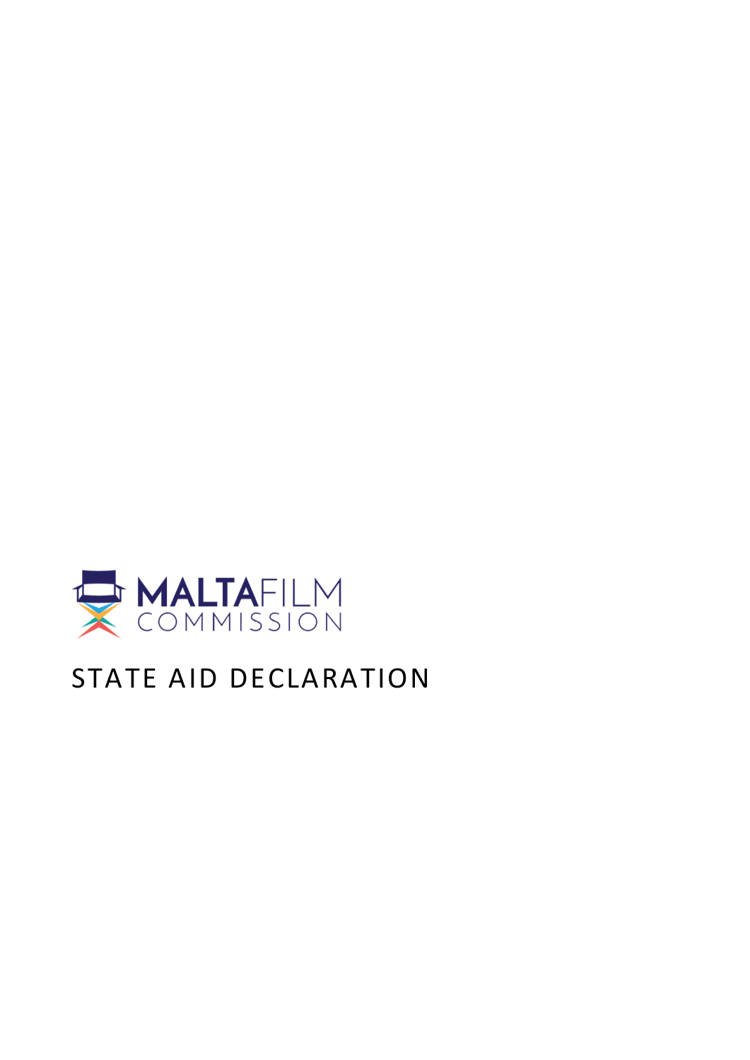MALTA FILM COMMISSION

# STATE AID DECLARATION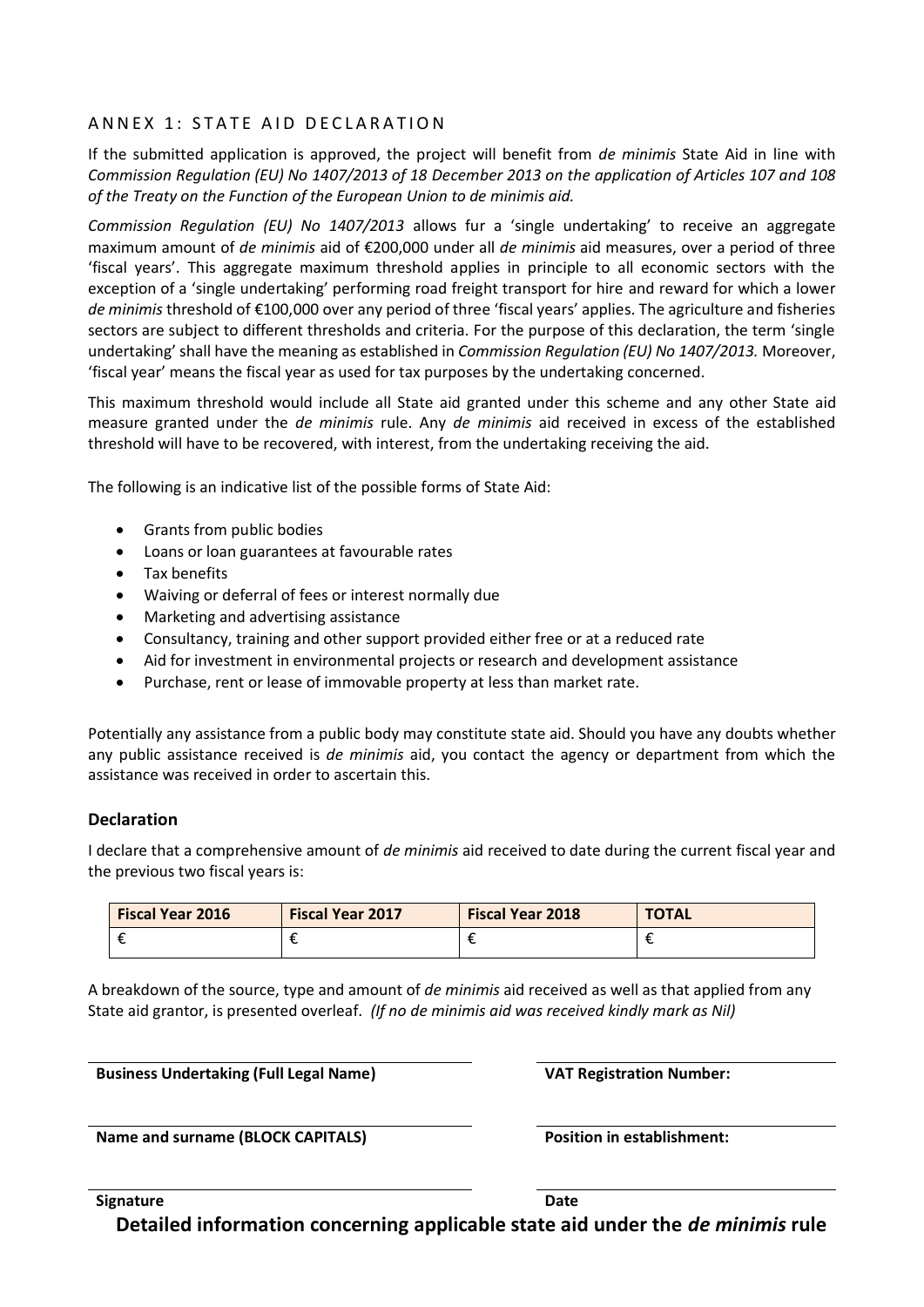## ANNEX 1: STATE AID DECLARATION

If the submitted application is approved, the project will benefit from *de minimis* State Aid in line with *Commission Regulation (EU) No 1407/2013 of 18 December 2013 on the application of Articles 107 and 108 of the Treaty on the Function of the European Union to de minimis aid.*

*Commission Regulation (EU) No 1407/2013* allows fur a 'single undertaking' to receive an aggregate maximum amount of *de minimis* aid of €200,000 under all *de minimis* aid measures, over a period of three 'fiscal years'. This aggregate maximum threshold applies in principle to all economic sectors with the exception of a 'single undertaking' performing road freight transport for hire and reward for which a lower *de minimis* threshold of €100,000 over any period of three 'fiscal years' applies. The agriculture and fisheries sectors are subject to different thresholds and criteria. For the purpose of this declaration, the term 'single undertaking' shall have the meaning as established in *Commission Regulation (EU) No 1407/2013.* Moreover, 'fiscal year' means the fiscal year as used for tax purposes by the undertaking concerned.

This maximum threshold would include all State aid granted under this scheme and any other State aid measure granted under the *de minimis* rule. Any *de minimis* aid received in excess of the established threshold will have to be recovered, with interest, from the undertaking receiving the aid.

The following is an indicative list of the possible forms of State Aid:

- Grants from public bodies
- Loans or loan guarantees at favourable rates
- Tax benefits
- Waiving or deferral of fees or interest normally due
- Marketing and advertising assistance
- Consultancy, training and other support provided either free or at a reduced rate
- Aid for investment in environmental projects or research and development assistance
- Purchase, rent or lease of immovable property at less than market rate.

Potentially any assistance from a public body may constitute state aid. Should you have any doubts whether any public assistance received is *de minimis* aid, you contact the agency or department from which the assistance was received in order to ascertain this.

### Declaration

I declare that a comprehensive amount of *de minimis* aid received to date during the current fiscal year and the previous two fiscal years is:

| Fiscal Year 2016 | Fiscal Year 2017 | Fiscal Year 2018 | TOTAL |
|---|---|---|---|
| € | € | € | € |

A breakdown of the source, type and amount of *de minimis* aid received as well as that applied from any State aid grantor, is presented overleaf. *(If no de minimis aid was received kindly mark as Nil)*

**Business Undertaking (Full Legal Name)**

**VAT Registration Number:**

**Name and surname (BLOCK CAPITALS)**

**Position in establishment:**

**Signature**

**Date**

## Detailed information concerning applicable state aid under the *de minimis* rule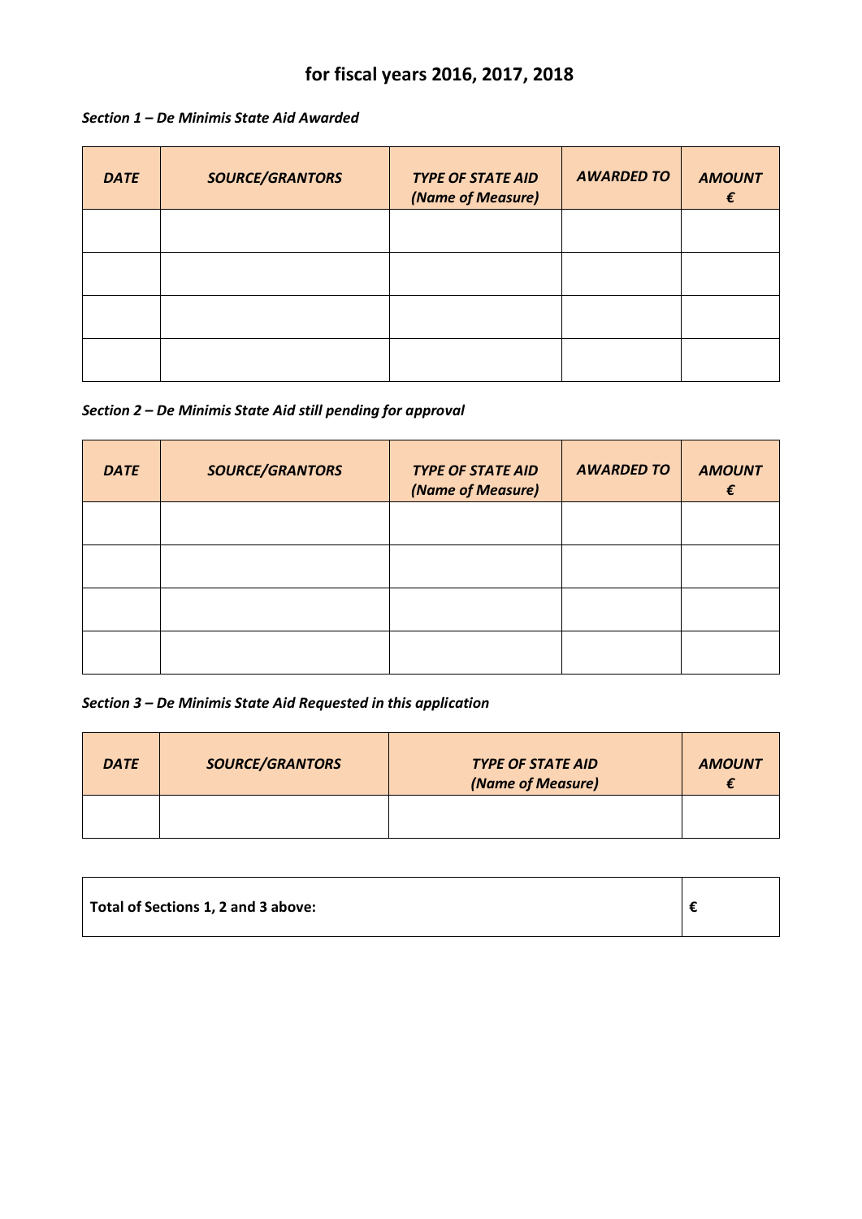## for fiscal years 2016, 2017, 2018

***Section 1 – De Minimis State Aid Awarded***

| ***DATE*** | ***SOURCE/GRANTORS*** | ***TYPE OF STATE AID (Name of Measure)*** | ***AWARDED TO*** | ***AMOUNT €*** |
|---|---|---|---|---|
| | | | | |
| | | | | |
| | | | | |
| | | | | |

***Section 2 – De Minimis State Aid still pending for approval***

| ***DATE*** | ***SOURCE/GRANTORS*** | ***TYPE OF STATE AID (Name of Measure)*** | ***AWARDED TO*** | ***AMOUNT €*** |
|---|---|---|---|---|
| | | | | |
| | | | | |
| | | | | |
| | | | | |

***Section 3 – De Minimis State Aid Requested in this application***

| ***DATE*** | ***SOURCE/GRANTORS*** | ***TYPE OF STATE AID (Name of Measure)*** | ***AMOUNT €*** |
|---|---|---|---|
| | | | |

| | |
|---|---|
| **Total of Sections 1, 2 and 3 above:** | **€** |